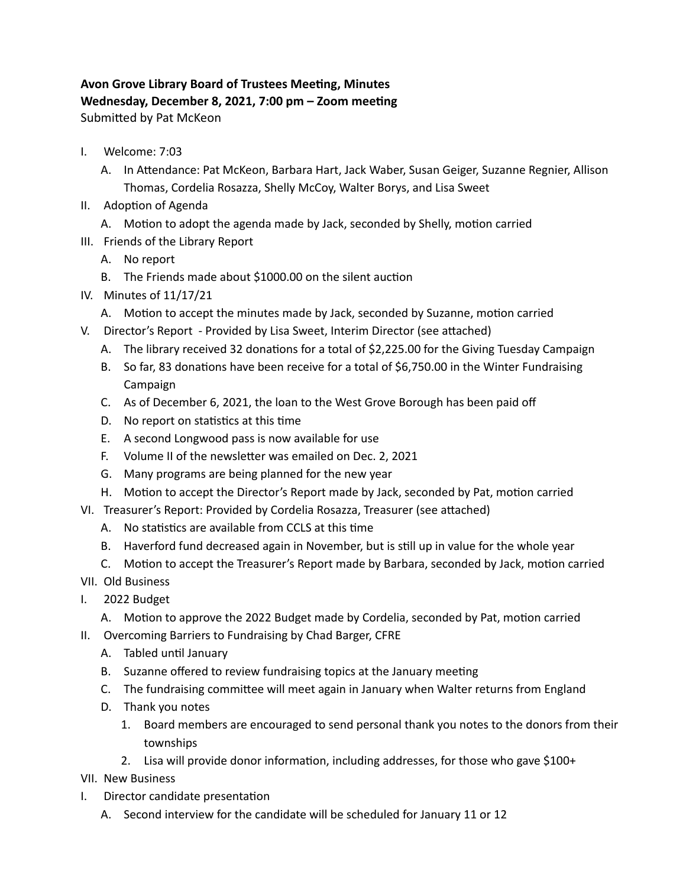**Avon Grove Library Board of Trustees Meeting, Minutes**
**Wednesday, December 8, 2021, 7:00 pm – Zoom meeting**
Submitted by Pat McKeon

I. Welcome: 7:03
    A. In Attendance: Pat McKeon, Barbara Hart, Jack Waber, Susan Geiger, Suzanne Regnier, Allison Thomas, Cordelia Rosazza, Shelly McCoy, Walter Borys, and Lisa Sweet
II. Adoption of Agenda
    A. Motion to adopt the agenda made by Jack, seconded by Shelly, motion carried
III. Friends of the Library Report
    A. No report
    B. The Friends made about $1000.00 on the silent auction
IV. Minutes of 11/17/21
    A. Motion to accept the minutes made by Jack, seconded by Suzanne, motion carried
V. Director's Report - Provided by Lisa Sweet, Interim Director (see attached)
    A. The library received 32 donations for a total of $2,225.00 for the Giving Tuesday Campaign
    B. So far, 83 donations have been receive for a total of $6,750.00 in the Winter Fundraising Campaign
    C. As of December 6, 2021, the loan to the West Grove Borough has been paid off
    D. No report on statistics at this time
    E. A second Longwood pass is now available for use
    F. Volume II of the newsletter was emailed on Dec. 2, 2021
    G. Many programs are being planned for the new year
    H. Motion to accept the Director's Report made by Jack, seconded by Pat, motion carried
VI. Treasurer's Report: Provided by Cordelia Rosazza, Treasurer (see attached)
    A. No statistics are available from CCLS at this time
    B. Haverford fund decreased again in November, but is still up in value for the whole year
    C. Motion to accept the Treasurer's Report made by Barbara, seconded by Jack, motion carried
VII. Old Business
I. 2022 Budget
    A. Motion to approve the 2022 Budget made by Cordelia, seconded by Pat, motion carried
II. Overcoming Barriers to Fundraising by Chad Barger, CFRE
    A. Tabled until January
    B. Suzanne offered to review fundraising topics at the January meeting
    C. The fundraising committee will meet again in January when Walter returns from England
    D. Thank you notes
        1. Board members are encouraged to send personal thank you notes to the donors from their townships
        2. Lisa will provide donor information, including addresses, for those who gave $100+
VII. New Business
I. Director candidate presentation
    A. Second interview for the candidate will be scheduled for January 11 or 12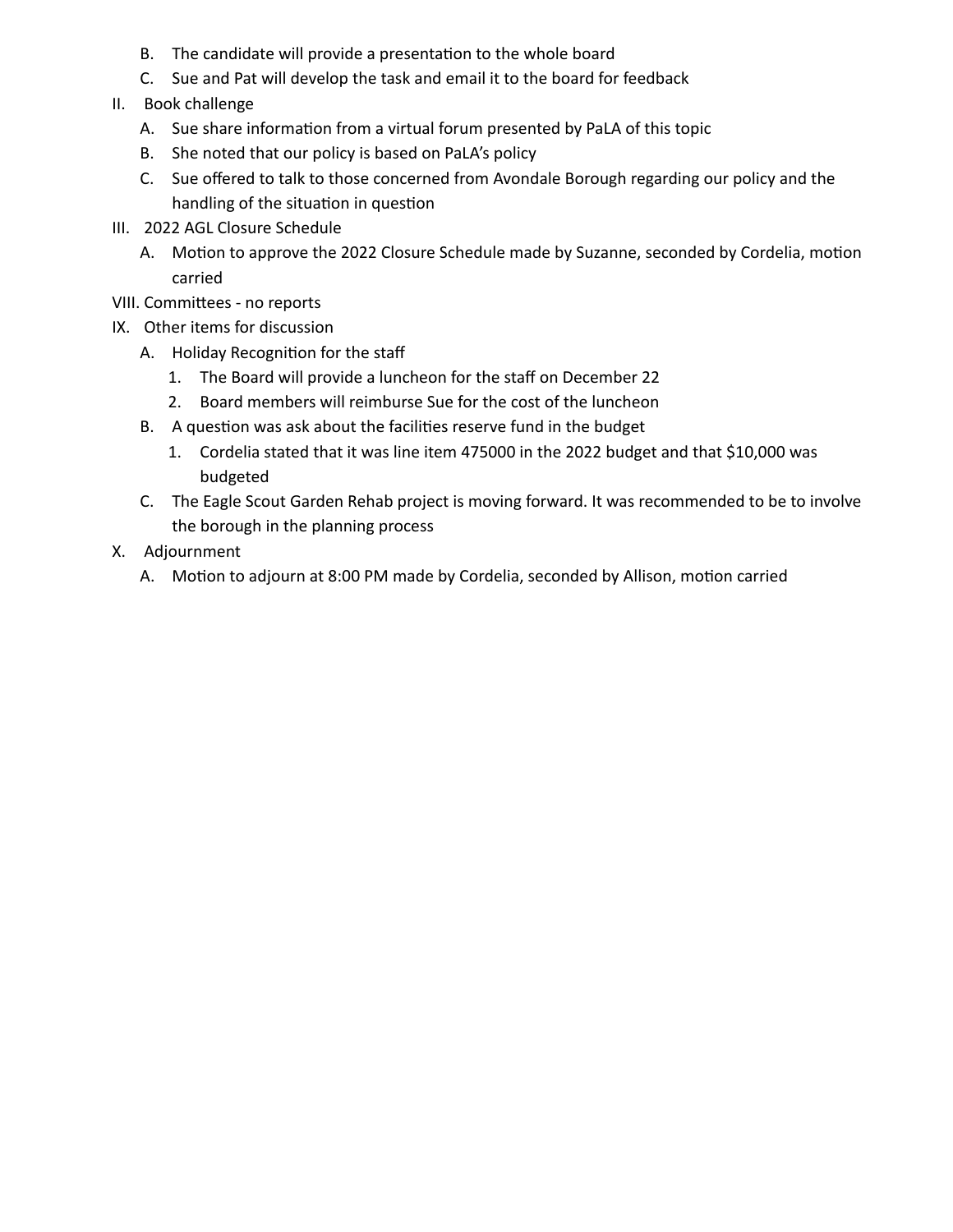- B. The candidate will provide a presentation to the whole board
   - C. Sue and Pat will develop the task and email it to the board for feedback
- II. Book challenge
   - A. Sue share information from a virtual forum presented by PaLA of this topic
   - B. She noted that our policy is based on PaLA's policy
   - C. Sue offered to talk to those concerned from Avondale Borough regarding our policy and the handling of the situation in question
- III. 2022 AGL Closure Schedule
   - A. Motion to approve the 2022 Closure Schedule made by Suzanne, seconded by Cordelia, motion carried

VIII. Committees - no reports

IX. Other items for discussion
   - A. Holiday Recognition for the staff
      1. The Board will provide a luncheon for the staff on December 22
      2. Board members will reimburse Sue for the cost of the luncheon
   - B. A question was ask about the facilities reserve fund in the budget
      1. Cordelia stated that it was line item 475000 in the 2022 budget and that $10,000 was budgeted
   - C. The Eagle Scout Garden Rehab project is moving forward. It was recommended to be to involve the borough in the planning process

X. Adjournment
   - A. Motion to adjourn at 8:00 PM made by Cordelia, seconded by Allison, motion carried